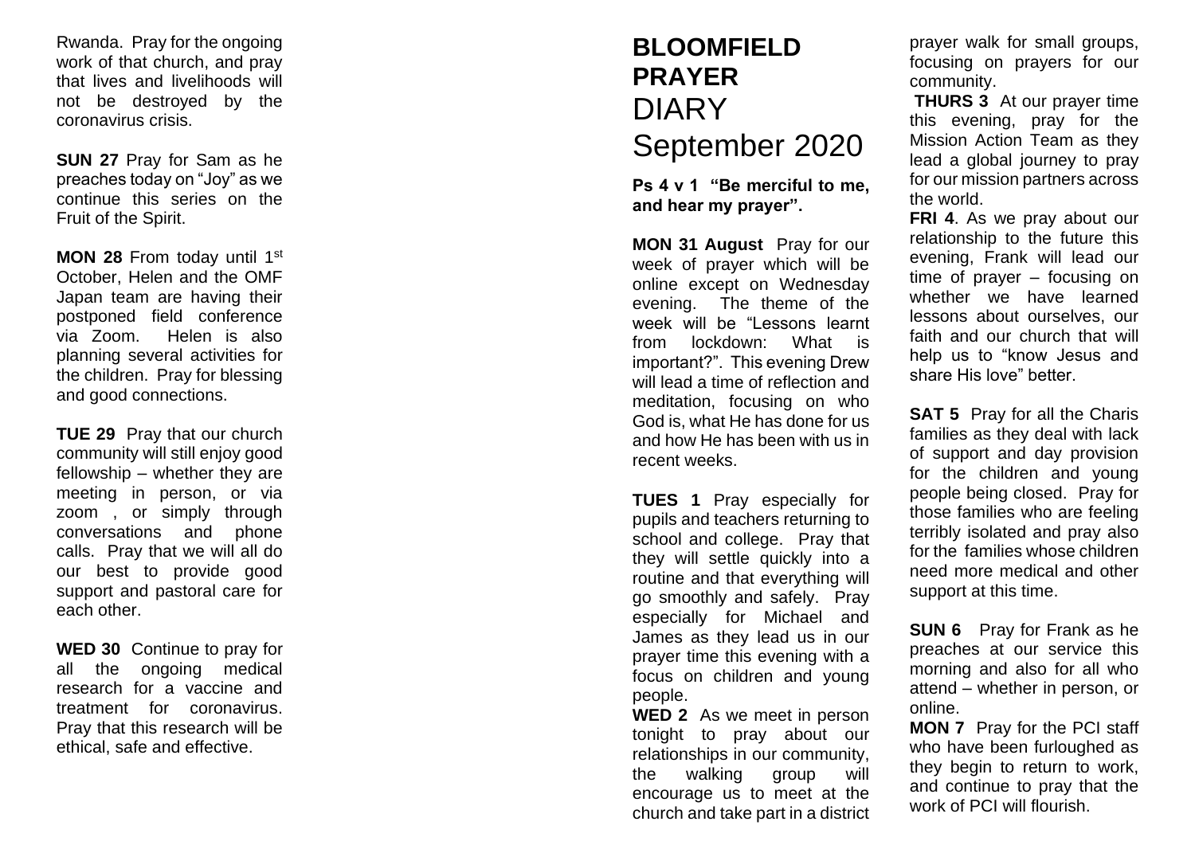Rwanda. Pray for the ongoing work of that church, and pray that lives and livelihoods will not be destroyed by the coronavirus crisis.

**SUN 27** Pray for Sam as he preaches today on "Joy" as we continue this series on the Fruit of the Spirit.

**MON 28** From today until 1st October, Helen and the OMF Japan team are having their postponed field conference via Zoom. Helen is also planning several activities for the children. Pray for blessing and good connections.

**TUE 29** Pray that our church community will still enjoy good fellowship – whether they are meeting in person, or via zoom , or simply through conversations and phone calls. Pray that we will all do our best to provide good support and pastoral care for each other.

**WED 30** Continue to pray for all the ongoing medical research for a vaccine and treatment for coronavirus. Pray that this research will be ethical, safe and effective.

# BLOOMFIELD PRAYER DIARY September 2020

**Ps 4 v 1 "Be merciful to me, and hear my prayer".**

**MON 31 August** Pray for our week of prayer which will be online except on Wednesday evening. The theme of the week will be "Lessons learnt from lockdown: What is important?". This evening Drew will lead a time of reflection and meditation, focusing on who God is, what He has done for us and how He has been with us in recent weeks.

**TUES 1** Pray especially for pupils and teachers returning to school and college. Pray that they will settle quickly into a routine and that everything will go smoothly and safely. Pray especially for Michael and James as they lead us in our prayer time this evening with a focus on children and young people.

**WED 2** As we meet in person tonight to pray about our relationships in our community, the walking group will encourage us to meet at the church and take part in a district prayer walk for small groups, focusing on prayers for our community.

**THURS 3** At our prayer time this evening, pray for the Mission Action Team as they lead a global journey to pray for our mission partners across the world.

**FRI 4**. As we pray about our relationship to the future this evening, Frank will lead our time of prayer – focusing on whether we have learned lessons about ourselves, our faith and our church that will help us to "know Jesus and share His love" better.

**SAT 5** Pray for all the Charis families as they deal with lack of support and day provision for the children and young people being closed. Pray for those families who are feeling terribly isolated and pray also for the families whose children need more medical and other support at this time.

**SUN 6** Pray for Frank as he preaches at our service this morning and also for all who attend – whether in person, or online.

**MON 7** Pray for the PCI staff who have been furloughed as they begin to return to work, and continue to pray that the work of PCI will flourish.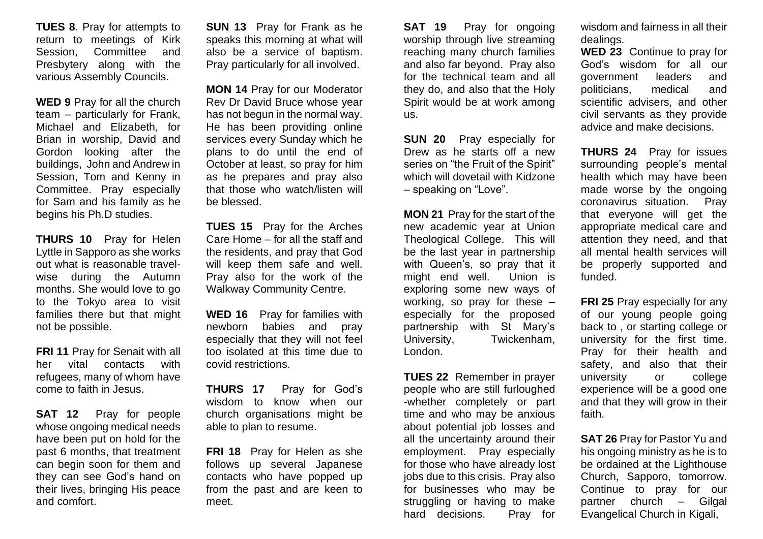**TUES 8**. Pray for attempts to return to meetings of Kirk Session, Committee and Presbytery along with the various Assembly Councils.

**WED 9** Pray for all the church team – particularly for Frank, Michael and Elizabeth, for Brian in worship, David and Gordon looking after the buildings, John and Andrew in Session, Tom and Kenny in Committee. Pray especially for Sam and his family as he begins his Ph.D studies.

**THURS 10** Pray for Helen Lyttle in Sapporo as she works out what is reasonable travel-wise during the Autumn months. She would love to go to the Tokyo area to visit families there but that might not be possible.

**FRI 11** Pray for Senait with all her vital contacts with refugees, many of whom have come to faith in Jesus.

**SAT 12** Pray for people whose ongoing medical needs have been put on hold for the past 6 months, that treatment can begin soon for them and they can see God's hand on their lives, bringing His peace and comfort.

**SUN 13** Pray for Frank as he speaks this morning at what will also be a service of baptism. Pray particularly for all involved.

**MON 14** Pray for our Moderator Rev Dr David Bruce whose year has not begun in the normal way. He has been providing online services every Sunday which he plans to do until the end of October at least, so pray for him as he prepares and pray also that those who watch/listen will be blessed.

**TUES 15** Pray for the Arches Care Home – for all the staff and the residents, and pray that God will keep them safe and well. Pray also for the work of the Walkway Community Centre.

**WED 16** Pray for families with newborn babies and pray especially that they will not feel too isolated at this time due to covid restrictions.

**THURS 17** Pray for God's wisdom to know when our church organisations might be able to plan to resume.

**FRI 18** Pray for Helen as she follows up several Japanese contacts who have popped up from the past and are keen to meet.

**SAT 19** Pray for ongoing worship through live streaming reaching many church families and also far beyond. Pray also for the technical team and all they do, and also that the Holy Spirit would be at work among us.

**SUN 20** Pray especially for Drew as he starts off a new series on "the Fruit of the Spirit" which will dovetail with Kidzone – speaking on "Love".

**MON 21** Pray for the start of the new academic year at Union Theological College. This will be the last year in partnership with Queen's, so pray that it might end well. Union is exploring some new ways of working, so pray for these – especially for the proposed partnership with St Mary's University, Twickenham, London.

**TUES 22** Remember in prayer people who are still furloughed -whether completely or part time and who may be anxious about potential job losses and all the uncertainty around their employment. Pray especially for those who have already lost jobs due to this crisis. Pray also for businesses who may be struggling or having to make hard decisions. Pray for wisdom and fairness in all their dealings.

**WED 23** Continue to pray for God's wisdom for all our government leaders and politicians, medical and scientific advisers, and other civil servants as they provide advice and make decisions.

**THURS 24** Pray for issues surrounding people's mental health which may have been made worse by the ongoing coronavirus situation. Pray that everyone will get the appropriate medical care and attention they need, and that all mental health services will be properly supported and funded.

**FRI 25** Pray especially for any of our young people going back to , or starting college or university for the first time. Pray for their health and safety, and also that their university or college experience will be a good one and that they will grow in their faith.

**SAT 26** Pray for Pastor Yu and his ongoing ministry as he is to be ordained at the Lighthouse Church, Sapporo, tomorrow. Continue to pray for our partner church – Gilgal Evangelical Church in Kigali,